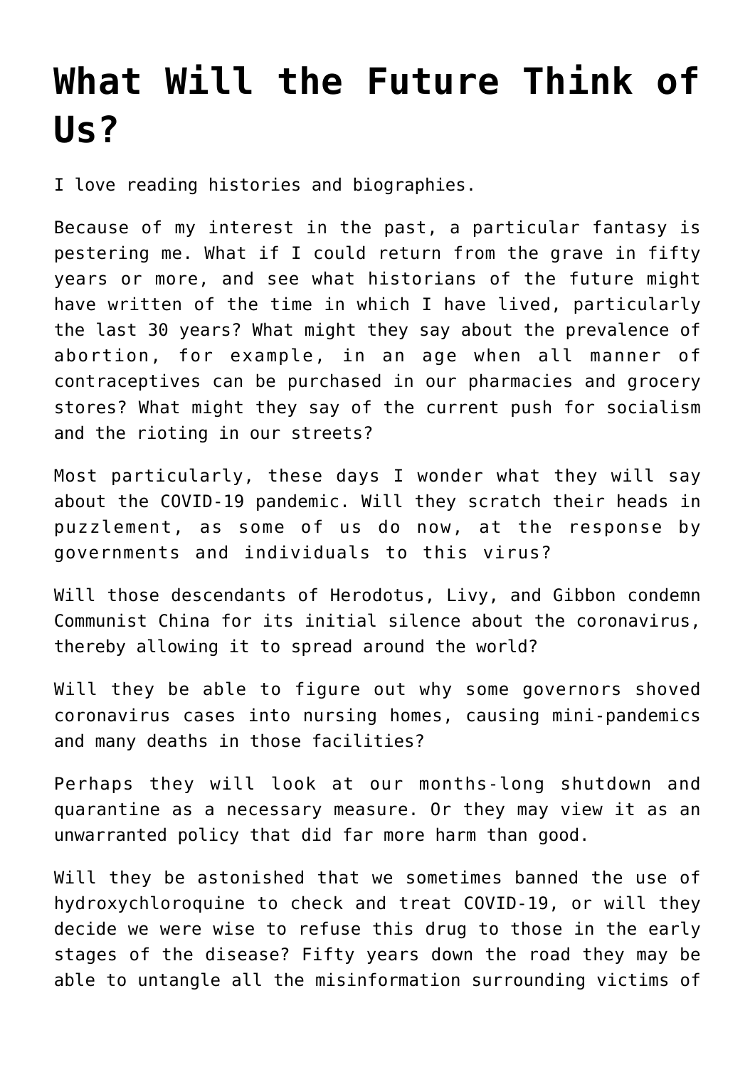# What Will the Future Think of Us?

I love reading histories and biographies.

Because of my interest in the past, a particular fantasy is pestering me. What if I could return from the grave in fifty years or more, and see what historians of the future might have written of the time in which I have lived, particularly the last 30 years? What might they say about the prevalence of abortion, for example, in an age when all manner of contraceptives can be purchased in our pharmacies and grocery stores? What might they say of the current push for socialism and the rioting in our streets?

Most particularly, these days I wonder what they will say about the COVID-19 pandemic. Will they scratch their heads in puzzlement, as some of us do now, at the response by governments and individuals to this virus?

Will those descendants of Herodotus, Livy, and Gibbon condemn Communist China for its initial silence about the coronavirus, thereby allowing it to spread around the world?

Will they be able to figure out why some governors shoved coronavirus cases into nursing homes, causing mini-pandemics and many deaths in those facilities?

Perhaps they will look at our months-long shutdown and quarantine as a necessary measure. Or they may view it as an unwarranted policy that did far more harm than good.

Will they be astonished that we sometimes banned the use of hydroxychloroquine to check and treat COVID-19, or will they decide we were wise to refuse this drug to those in the early stages of the disease? Fifty years down the road they may be able to untangle all the misinformation surrounding victims of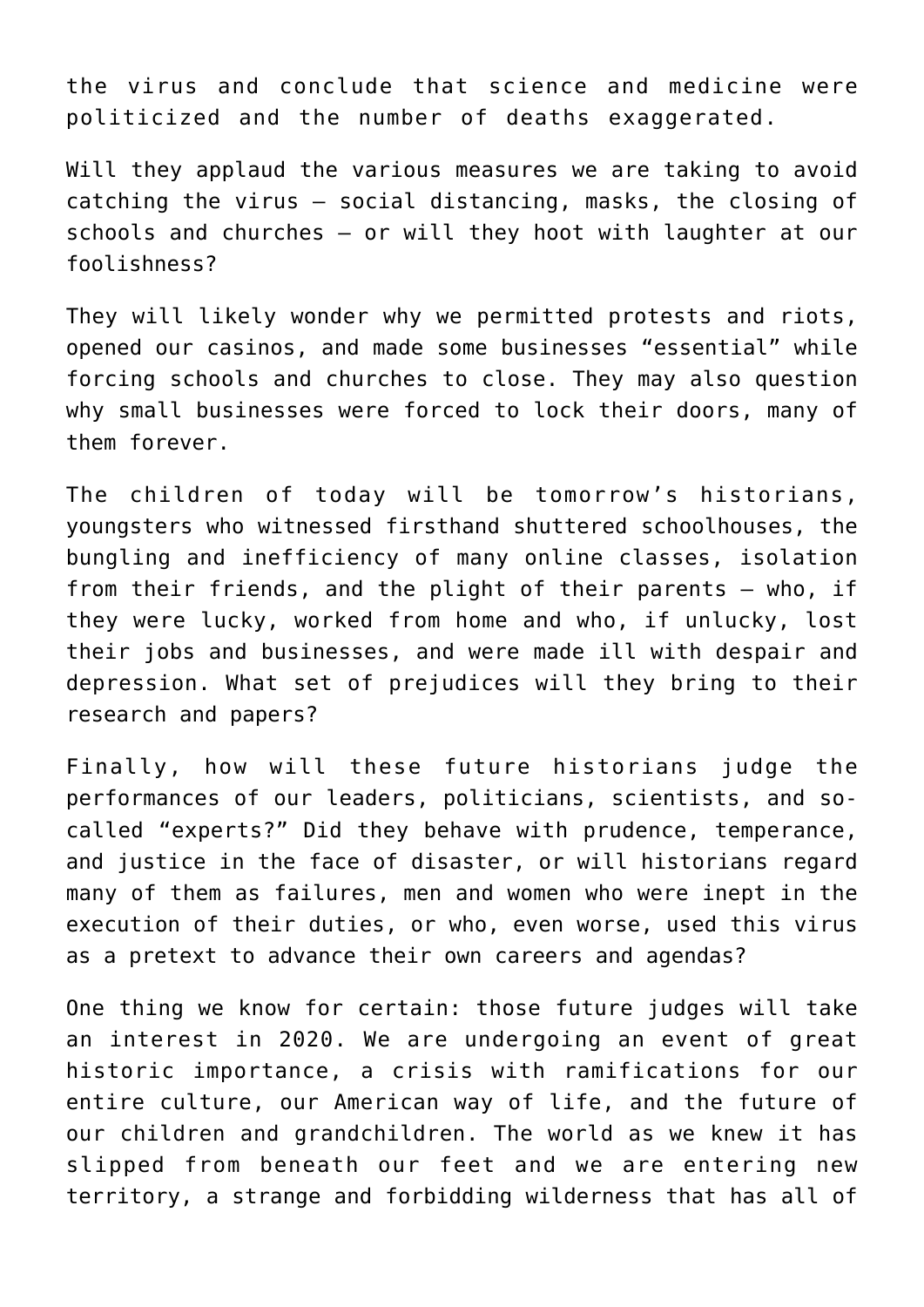the virus and conclude that science and medicine were politicized and the number of deaths exaggerated.

Will they applaud the various measures we are taking to avoid catching the virus – social distancing, masks, the closing of schools and churches – or will they hoot with laughter at our foolishness?

They will likely wonder why we permitted protests and riots, opened our casinos, and made some businesses "essential" while forcing schools and churches to close. They may also question why small businesses were forced to lock their doors, many of them forever.

The children of today will be tomorrow's historians, youngsters who witnessed firsthand shuttered schoolhouses, the bungling and inefficiency of many online classes, isolation from their friends, and the plight of their parents – who, if they were lucky, worked from home and who, if unlucky, lost their jobs and businesses, and were made ill with despair and depression. What set of prejudices will they bring to their research and papers?

Finally, how will these future historians judge the performances of our leaders, politicians, scientists, and so-called "experts?" Did they behave with prudence, temperance, and justice in the face of disaster, or will historians regard many of them as failures, men and women who were inept in the execution of their duties, or who, even worse, used this virus as a pretext to advance their own careers and agendas?

One thing we know for certain: those future judges will take an interest in 2020. We are undergoing an event of great historic importance, a crisis with ramifications for our entire culture, our American way of life, and the future of our children and grandchildren. The world as we knew it has slipped from beneath our feet and we are entering new territory, a strange and forbidding wilderness that has all of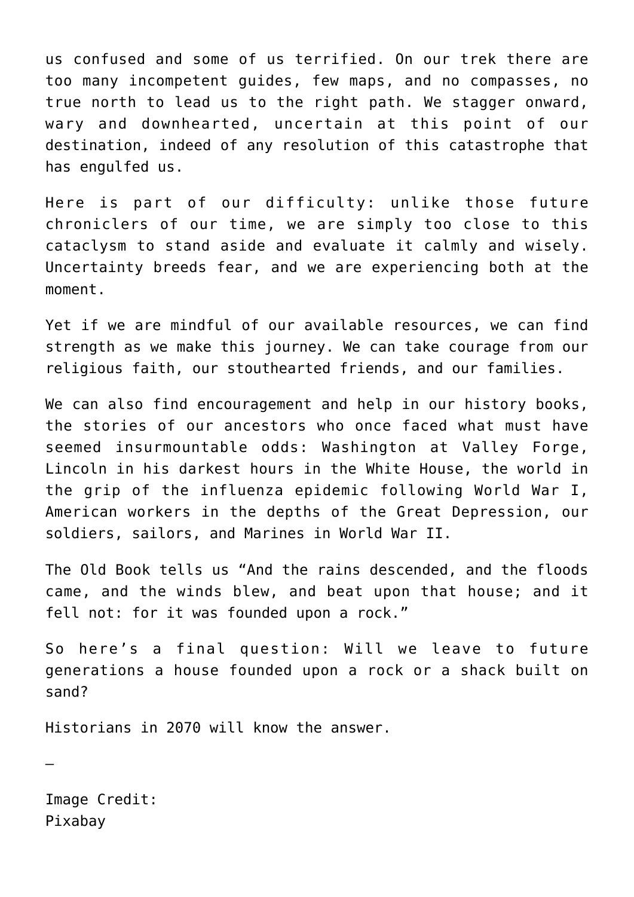us confused and some of us terrified. On our trek there are too many incompetent guides, few maps, and no compasses, no true north to lead us to the right path. We stagger onward, wary and downhearted, uncertain at this point of our destination, indeed of any resolution of this catastrophe that has engulfed us.

Here is part of our difficulty: unlike those future chroniclers of our time, we are simply too close to this cataclysm to stand aside and evaluate it calmly and wisely. Uncertainty breeds fear, and we are experiencing both at the moment.

Yet if we are mindful of our available resources, we can find strength as we make this journey. We can take courage from our religious faith, our stouthearted friends, and our families.

We can also find encouragement and help in our history books, the stories of our ancestors who once faced what must have seemed insurmountable odds: Washington at Valley Forge, Lincoln in his darkest hours in the White House, the world in the grip of the influenza epidemic following World War I, American workers in the depths of the Great Depression, our soldiers, sailors, and Marines in World War II.

The Old Book tells us "And the rains descended, and the floods came, and the winds blew, and beat upon that house; and it fell not: for it was founded upon a rock."

So here's a final question: Will we leave to future generations a house founded upon a rock or a shack built on sand?

Historians in 2070 will know the answer.

—

Image Credit:
Pixabay